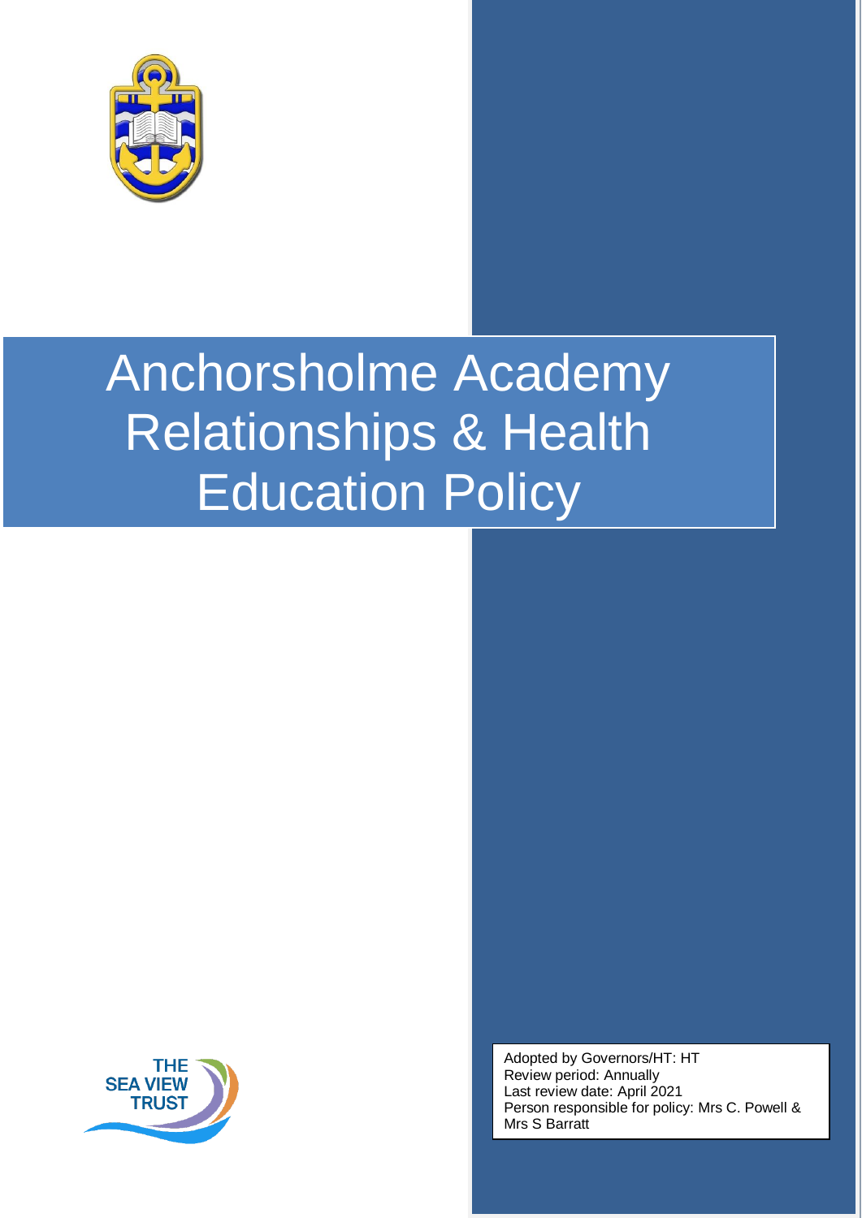# Anchorsholme Academy Relationships & Health Education Policy

THE SEA VIEW TRUST

Adopted by Governors/HT: HT
Review period: Annually
Last review date: April 2021
Person responsible for policy: Mrs C. Powell & Mrs S Barratt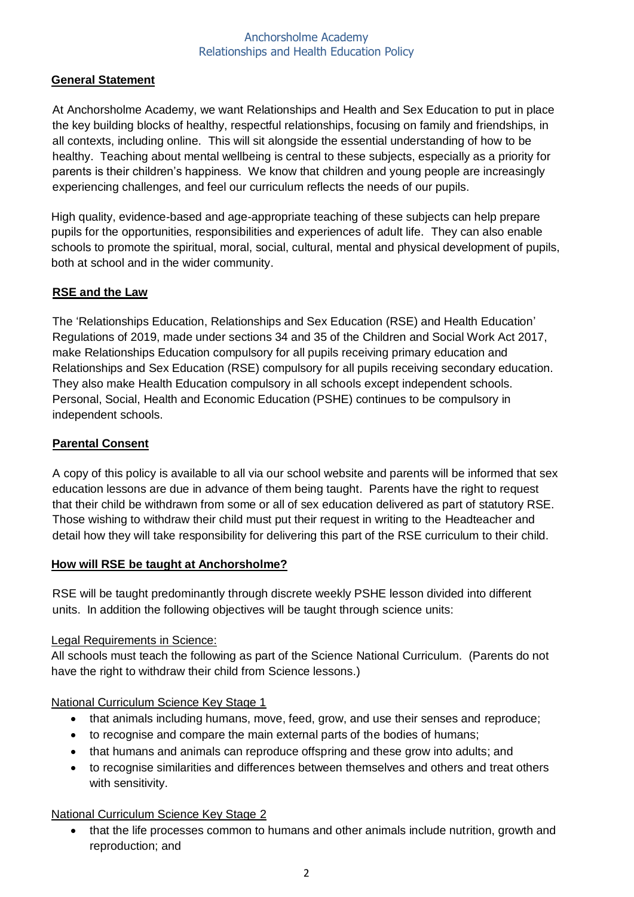## General Statement

At Anchorsholme Academy, we want Relationships and Health and Sex Education to put in place the key building blocks of healthy, respectful relationships, focusing on family and friendships, in all contexts, including online. This will sit alongside the essential understanding of how to be healthy. Teaching about mental wellbeing is central to these subjects, especially as a priority for parents is their children's happiness. We know that children and young people are increasingly experiencing challenges, and feel our curriculum reflects the needs of our pupils.

High quality, evidence-based and age-appropriate teaching of these subjects can help prepare pupils for the opportunities, responsibilities and experiences of adult life. They can also enable schools to promote the spiritual, moral, social, cultural, mental and physical development of pupils, both at school and in the wider community.

## RSE and the Law

The 'Relationships Education, Relationships and Sex Education (RSE) and Health Education' Regulations of 2019, made under sections 34 and 35 of the Children and Social Work Act 2017, make Relationships Education compulsory for all pupils receiving primary education and Relationships and Sex Education (RSE) compulsory for all pupils receiving secondary education. They also make Health Education compulsory in all schools except independent schools. Personal, Social, Health and Economic Education (PSHE) continues to be compulsory in independent schools.

## Parental Consent

A copy of this policy is available to all via our school website and parents will be informed that sex education lessons are due in advance of them being taught. Parents have the right to request that their child be withdrawn from some or all of sex education delivered as part of statutory RSE. Those wishing to withdraw their child must put their request in writing to the Headteacher and detail how they will take responsibility for delivering this part of the RSE curriculum to their child.

## How will RSE be taught at Anchorsholme?

RSE will be taught predominantly through discrete weekly PSHE lesson divided into different units. In addition the following objectives will be taught through science units:

### Legal Requirements in Science:

All schools must teach the following as part of the Science National Curriculum. (Parents do not have the right to withdraw their child from Science lessons.)

### National Curriculum Science Key Stage 1

- that animals including humans, move, feed, grow, and use their senses and reproduce;
- to recognise and compare the main external parts of the bodies of humans;
- that humans and animals can reproduce offspring and these grow into adults; and
- to recognise similarities and differences between themselves and others and treat others with sensitivity.

### National Curriculum Science Key Stage 2

- that the life processes common to humans and other animals include nutrition, growth and reproduction; and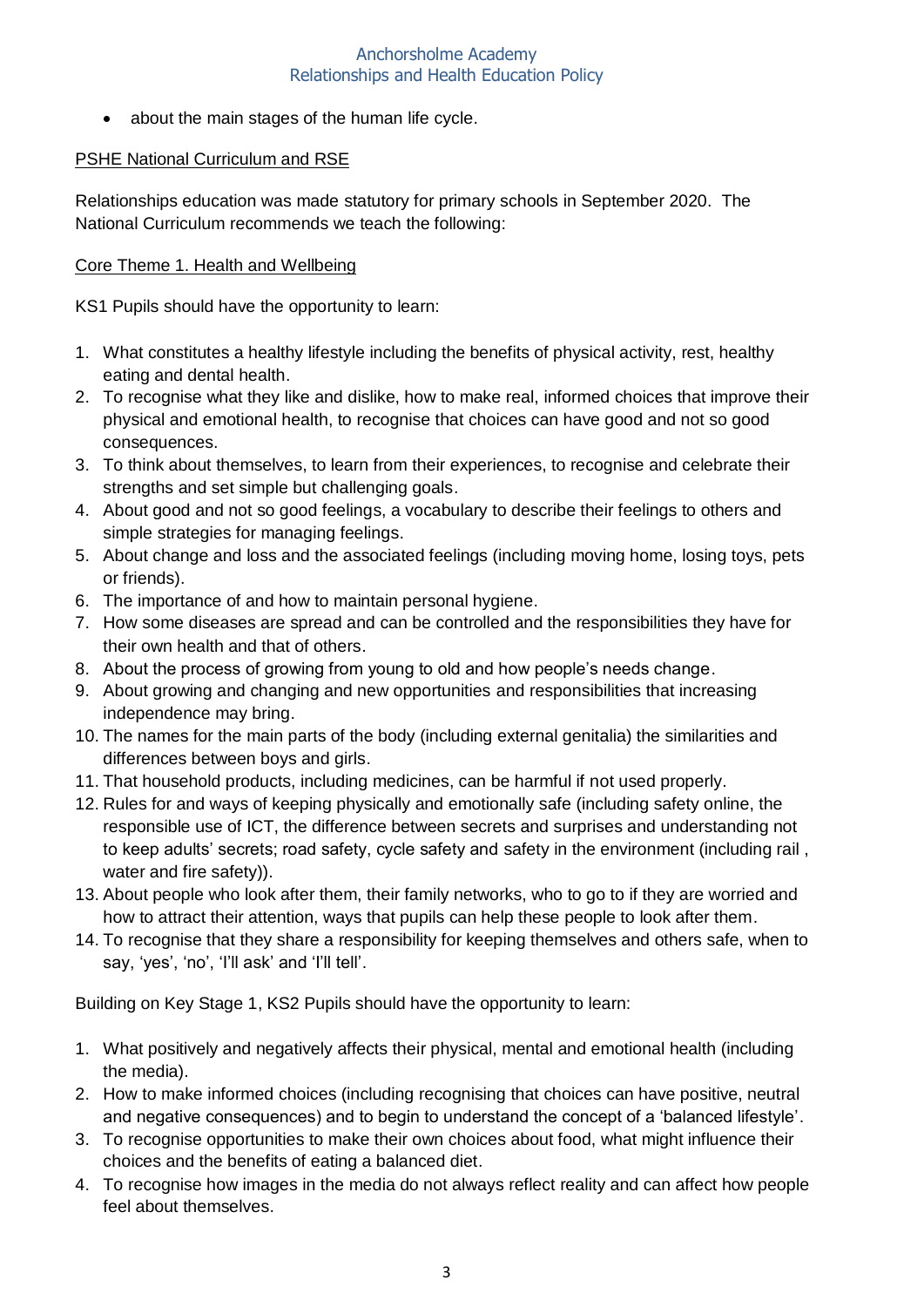- about the main stages of the human life cycle.

PSHE National Curriculum and RSE

Relationships education was made statutory for primary schools in September 2020. The National Curriculum recommends we teach the following:

Core Theme 1. Health and Wellbeing

KS1 Pupils should have the opportunity to learn:

1. What constitutes a healthy lifestyle including the benefits of physical activity, rest, healthy eating and dental health.
2. To recognise what they like and dislike, how to make real, informed choices that improve their physical and emotional health, to recognise that choices can have good and not so good consequences.
3. To think about themselves, to learn from their experiences, to recognise and celebrate their strengths and set simple but challenging goals.
4. About good and not so good feelings, a vocabulary to describe their feelings to others and simple strategies for managing feelings.
5. About change and loss and the associated feelings (including moving home, losing toys, pets or friends).
6. The importance of and how to maintain personal hygiene.
7. How some diseases are spread and can be controlled and the responsibilities they have for their own health and that of others.
8. About the process of growing from young to old and how people's needs change.
9. About growing and changing and new opportunities and responsibilities that increasing independence may bring.
10. The names for the main parts of the body (including external genitalia) the similarities and differences between boys and girls.
11. That household products, including medicines, can be harmful if not used properly.
12. Rules for and ways of keeping physically and emotionally safe (including safety online, the responsible use of ICT, the difference between secrets and surprises and understanding not to keep adults' secrets; road safety, cycle safety and safety in the environment (including rail , water and fire safety)).
13. About people who look after them, their family networks, who to go to if they are worried and how to attract their attention, ways that pupils can help these people to look after them.
14. To recognise that they share a responsibility for keeping themselves and others safe, when to say, 'yes', 'no', 'I'll ask' and 'I'll tell'.

Building on Key Stage 1, KS2 Pupils should have the opportunity to learn:

1. What positively and negatively affects their physical, mental and emotional health (including the media).
2. How to make informed choices (including recognising that choices can have positive, neutral and negative consequences) and to begin to understand the concept of a 'balanced lifestyle'.
3. To recognise opportunities to make their own choices about food, what might influence their choices and the benefits of eating a balanced diet.
4. To recognise how images in the media do not always reflect reality and can affect how people feel about themselves.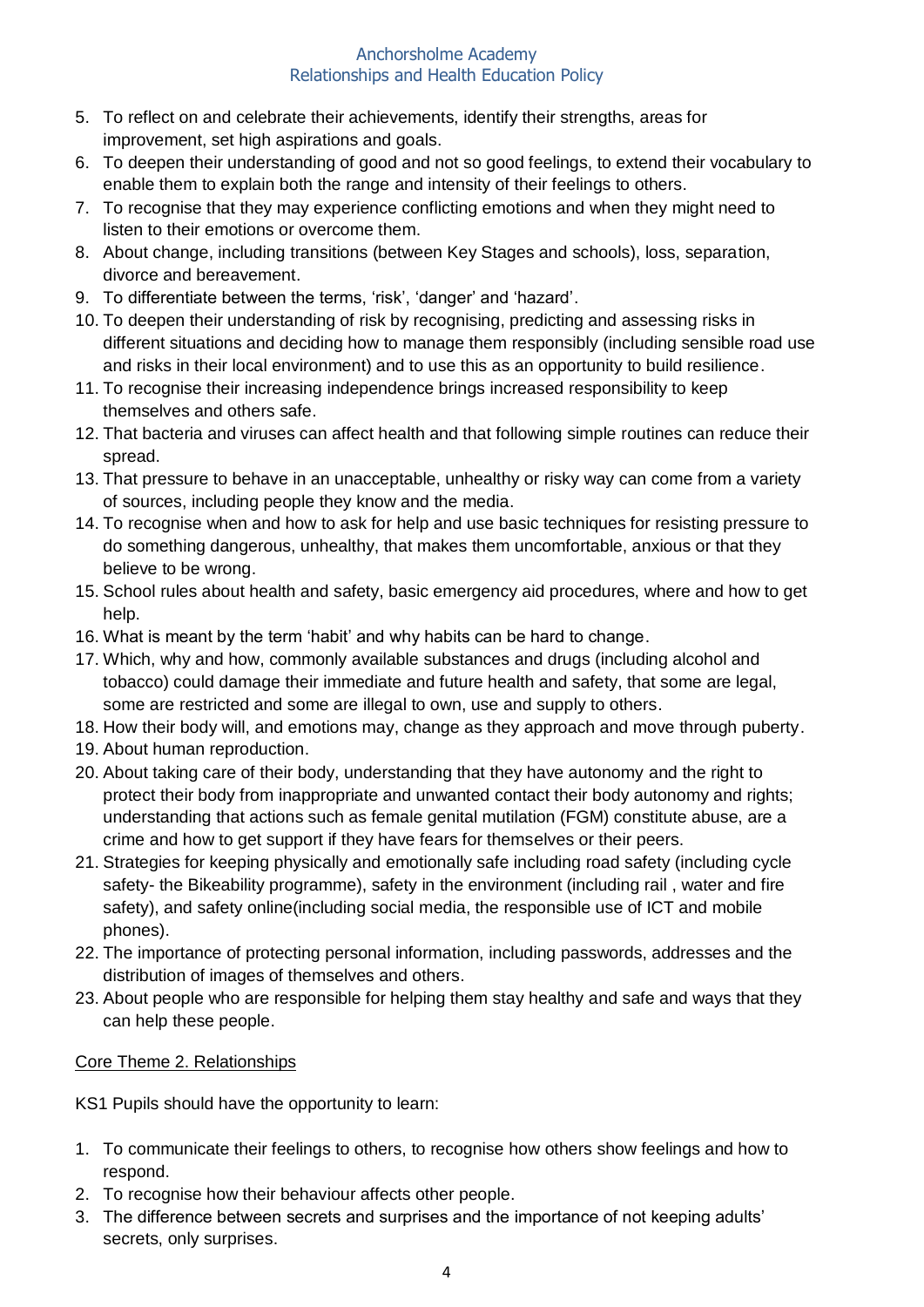5. To reflect on and celebrate their achievements, identify their strengths, areas for improvement, set high aspirations and goals.
6. To deepen their understanding of good and not so good feelings, to extend their vocabulary to enable them to explain both the range and intensity of their feelings to others.
7. To recognise that they may experience conflicting emotions and when they might need to listen to their emotions or overcome them.
8. About change, including transitions (between Key Stages and schools), loss, separation, divorce and bereavement.
9. To differentiate between the terms, 'risk', 'danger' and 'hazard'.
10. To deepen their understanding of risk by recognising, predicting and assessing risks in different situations and deciding how to manage them responsibly (including sensible road use and risks in their local environment) and to use this as an opportunity to build resilience.
11. To recognise their increasing independence brings increased responsibility to keep themselves and others safe.
12. That bacteria and viruses can affect health and that following simple routines can reduce their spread.
13. That pressure to behave in an unacceptable, unhealthy or risky way can come from a variety of sources, including people they know and the media.
14. To recognise when and how to ask for help and use basic techniques for resisting pressure to do something dangerous, unhealthy, that makes them uncomfortable, anxious or that they believe to be wrong.
15. School rules about health and safety, basic emergency aid procedures, where and how to get help.
16. What is meant by the term 'habit' and why habits can be hard to change.
17. Which, why and how, commonly available substances and drugs (including alcohol and tobacco) could damage their immediate and future health and safety, that some are legal, some are restricted and some are illegal to own, use and supply to others.
18. How their body will, and emotions may, change as they approach and move through puberty.
19. About human reproduction.
20. About taking care of their body, understanding that they have autonomy and the right to protect their body from inappropriate and unwanted contact their body autonomy and rights; understanding that actions such as female genital mutilation (FGM) constitute abuse, are a crime and how to get support if they have fears for themselves or their peers.
21. Strategies for keeping physically and emotionally safe including road safety (including cycle safety- the Bikeability programme), safety in the environment (including rail , water and fire safety), and safety online(including social media, the responsible use of ICT and mobile phones).
22. The importance of protecting personal information, including passwords, addresses and the distribution of images of themselves and others.
23. About people who are responsible for helping them stay healthy and safe and ways that they can help these people.

<u>Core Theme 2. Relationships</u>

KS1 Pupils should have the opportunity to learn:

1. To communicate their feelings to others, to recognise how others show feelings and how to respond.
2. To recognise how their behaviour affects other people.
3. The difference between secrets and surprises and the importance of not keeping adults' secrets, only surprises.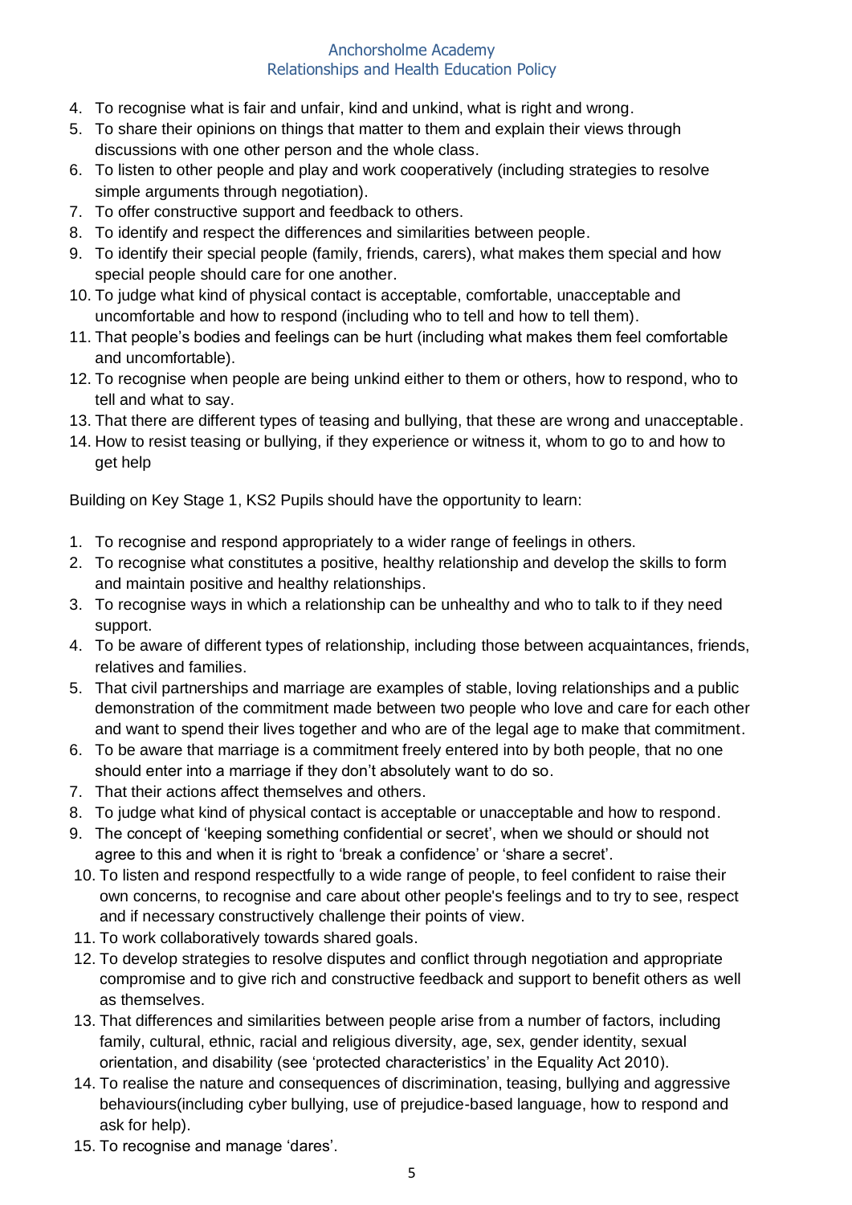4. To recognise what is fair and unfair, kind and unkind, what is right and wrong.
5. To share their opinions on things that matter to them and explain their views through discussions with one other person and the whole class.
6. To listen to other people and play and work cooperatively (including strategies to resolve simple arguments through negotiation).
7. To offer constructive support and feedback to others.
8. To identify and respect the differences and similarities between people.
9. To identify their special people (family, friends, carers), what makes them special and how special people should care for one another.
10. To judge what kind of physical contact is acceptable, comfortable, unacceptable and uncomfortable and how to respond (including who to tell and how to tell them).
11. That people's bodies and feelings can be hurt (including what makes them feel comfortable and uncomfortable).
12. To recognise when people are being unkind either to them or others, how to respond, who to tell and what to say.
13. That there are different types of teasing and bullying, that these are wrong and unacceptable.
14. How to resist teasing or bullying, if they experience or witness it, whom to go to and how to get help

Building on Key Stage 1, KS2 Pupils should have the opportunity to learn:

1. To recognise and respond appropriately to a wider range of feelings in others.
2. To recognise what constitutes a positive, healthy relationship and develop the skills to form and maintain positive and healthy relationships.
3. To recognise ways in which a relationship can be unhealthy and who to talk to if they need support.
4. To be aware of different types of relationship, including those between acquaintances, friends, relatives and families.
5. That civil partnerships and marriage are examples of stable, loving relationships and a public demonstration of the commitment made between two people who love and care for each other and want to spend their lives together and who are of the legal age to make that commitment.
6. To be aware that marriage is a commitment freely entered into by both people, that no one should enter into a marriage if they don't absolutely want to do so.
7. That their actions affect themselves and others.
8. To judge what kind of physical contact is acceptable or unacceptable and how to respond.
9. The concept of 'keeping something confidential or secret', when we should or should not agree to this and when it is right to 'break a confidence' or 'share a secret'.
10. To listen and respond respectfully to a wide range of people, to feel confident to raise their own concerns, to recognise and care about other people's feelings and to try to see, respect and if necessary constructively challenge their points of view.
11. To work collaboratively towards shared goals.
12. To develop strategies to resolve disputes and conflict through negotiation and appropriate compromise and to give rich and constructive feedback and support to benefit others as well as themselves.
13. That differences and similarities between people arise from a number of factors, including family, cultural, ethnic, racial and religious diversity, age, sex, gender identity, sexual orientation, and disability (see 'protected characteristics' in the Equality Act 2010).
14. To realise the nature and consequences of discrimination, teasing, bullying and aggressive behaviours(including cyber bullying, use of prejudice-based language, how to respond and ask for help).
15. To recognise and manage 'dares'.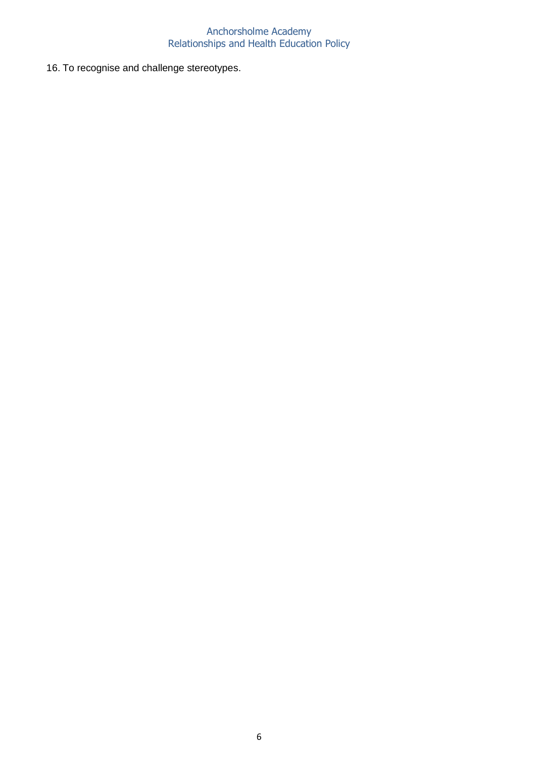16. To recognise and challenge stereotypes.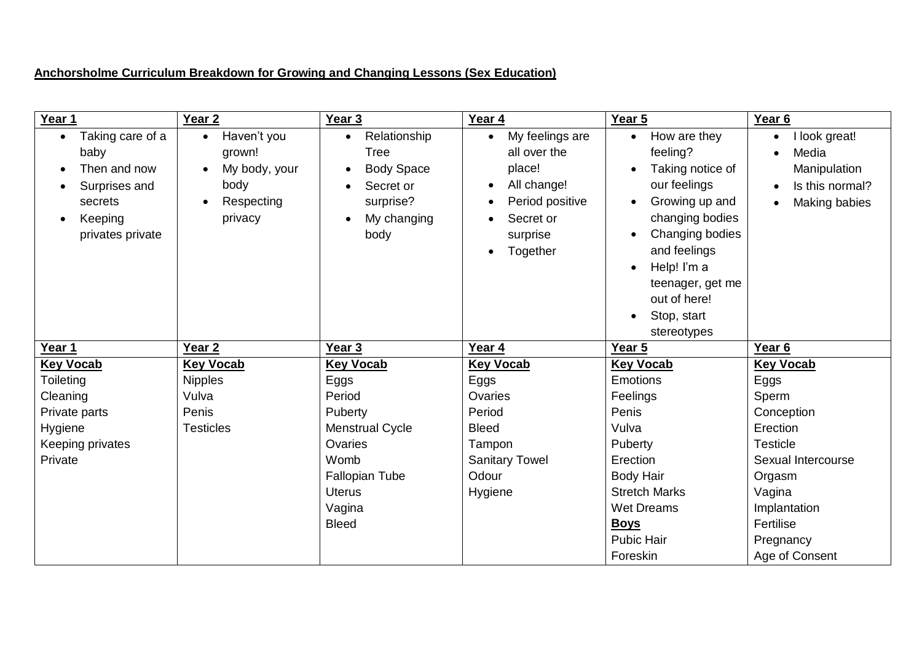**Anchorsholme Curriculum Breakdown for Growing and Changing Lessons (Sex Education)**

| **Year 1** | **Year 2** | **Year 3** | **Year 4** | **Year 5** | **Year 6** |
|---|---|---|---|---|---|
| • Taking care of a baby<br>• Then and now<br>• Surprises and secrets<br>• Keeping privates private | • Haven't you grown!<br>• My body, your body<br>• Respecting privacy | • Relationship Tree<br>• Body Space<br>• Secret or surprise?<br>• My changing body | • My feelings are all over the place!<br>• All change!<br>• Period positive<br>• Secret or surprise<br>• Together | • How are they feeling?<br>• Taking notice of our feelings<br>• Growing up and changing bodies<br>• Changing bodies and feelings<br>• Help! I'm a teenager, get me out of here!<br>• Stop, start stereotypes | • I look great!<br>• Media Manipulation<br>• Is this normal?<br>• Making babies |
| **Year 1** | **Year 2** | **Year 3** | **Year 4** | **Year 5** | **Year 6** |
| **Key Vocab** | **Key Vocab** | **Key Vocab** | **Key Vocab** | **Key Vocab** | **Key Vocab** |
| Toileting<br>Cleaning<br>Private parts<br>Hygiene<br>Keeping privates<br>Private | Nipples<br>Vulva<br>Penis<br>Testicles | Eggs<br>Period<br>Puberty<br>Menstrual Cycle<br>Ovaries<br>Womb<br>Fallopian Tube<br>Uterus<br>Vagina<br>Bleed | Eggs<br>Ovaries<br>Period<br>Bleed<br>Tampon<br>Sanitary Towel<br>Odour<br>Hygiene | Emotions<br>Feelings<br>Penis<br>Vulva<br>Puberty<br>Erection<br>Body Hair<br>Stretch Marks<br>Wet Dreams<br>**Boys**<br>Pubic Hair<br>Foreskin | Eggs<br>Sperm<br>Conception<br>Erection<br>Testicle<br>Sexual Intercourse<br>Orgasm<br>Vagina<br>Implantation<br>Fertilise<br>Pregnancy<br>Age of Consent |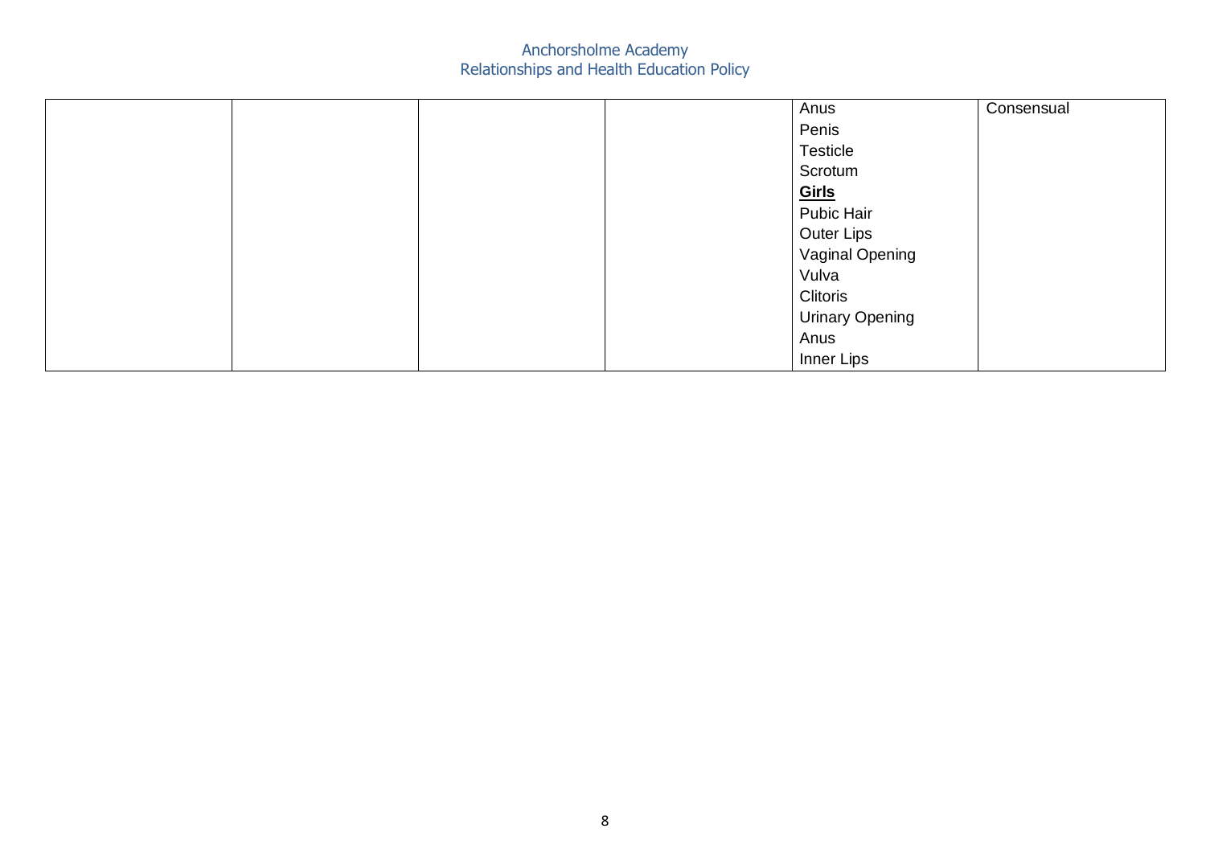| | | | | | |
|---|---|---|---|---|---|
| | | | | Anus<br>Penis<br>Testicle<br>Scrotum<br>**Girls**<br>Pubic Hair<br>Outer Lips<br>Vaginal Opening<br>Vulva<br>Clitoris<br>Urinary Opening<br>Anus<br>Inner Lips | Consensual |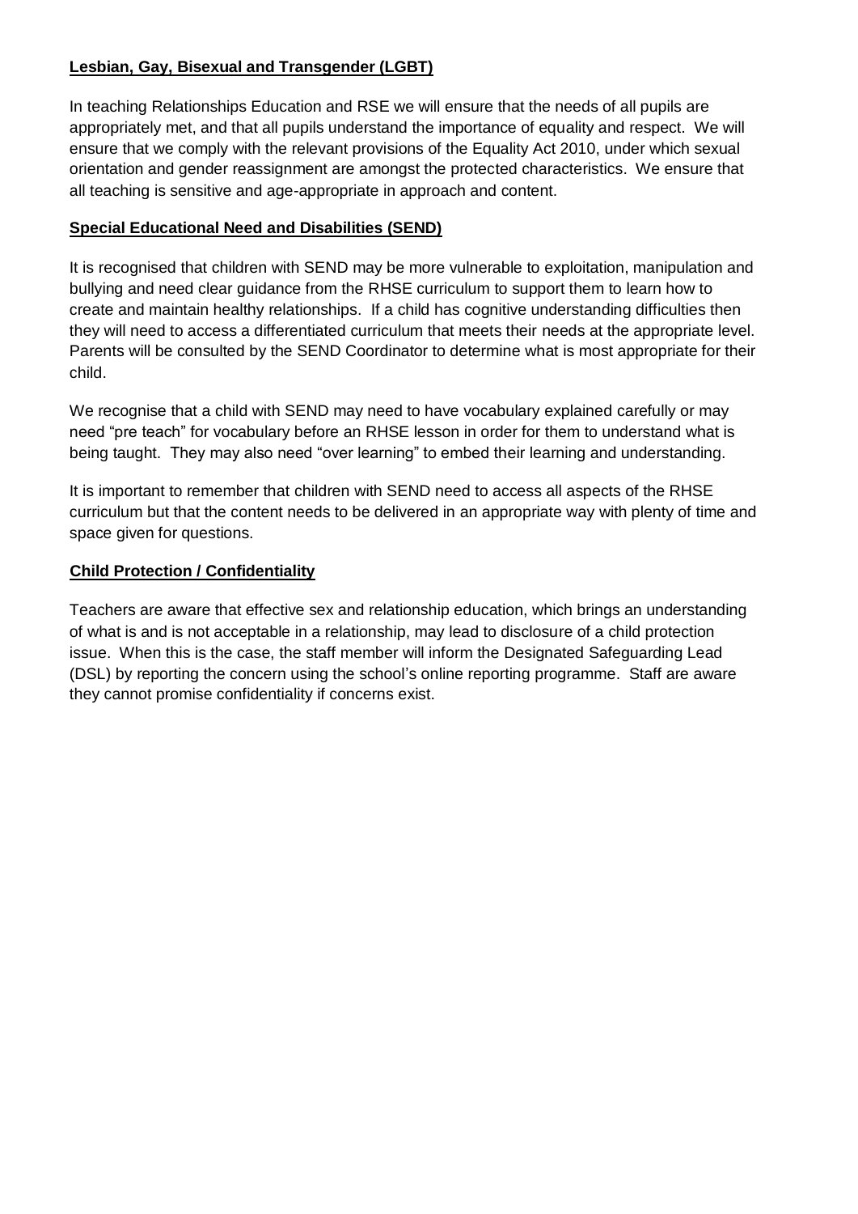**Lesbian, Gay, Bisexual and Transgender (LGBT)**

In teaching Relationships Education and RSE we will ensure that the needs of all pupils are appropriately met, and that all pupils understand the importance of equality and respect. We will ensure that we comply with the relevant provisions of the Equality Act 2010, under which sexual orientation and gender reassignment are amongst the protected characteristics. We ensure that all teaching is sensitive and age-appropriate in approach and content.

**Special Educational Need and Disabilities (SEND)**

It is recognised that children with SEND may be more vulnerable to exploitation, manipulation and bullying and need clear guidance from the RHSE curriculum to support them to learn how to create and maintain healthy relationships. If a child has cognitive understanding difficulties then they will need to access a differentiated curriculum that meets their needs at the appropriate level. Parents will be consulted by the SEND Coordinator to determine what is most appropriate for their child.

We recognise that a child with SEND may need to have vocabulary explained carefully or may need "pre teach" for vocabulary before an RHSE lesson in order for them to understand what is being taught. They may also need "over learning" to embed their learning and understanding.

It is important to remember that children with SEND need to access all aspects of the RHSE curriculum but that the content needs to be delivered in an appropriate way with plenty of time and space given for questions.

**Child Protection / Confidentiality**

Teachers are aware that effective sex and relationship education, which brings an understanding of what is and is not acceptable in a relationship, may lead to disclosure of a child protection issue. When this is the case, the staff member will inform the Designated Safeguarding Lead (DSL) by reporting the concern using the school's online reporting programme. Staff are aware they cannot promise confidentiality if concerns exist.